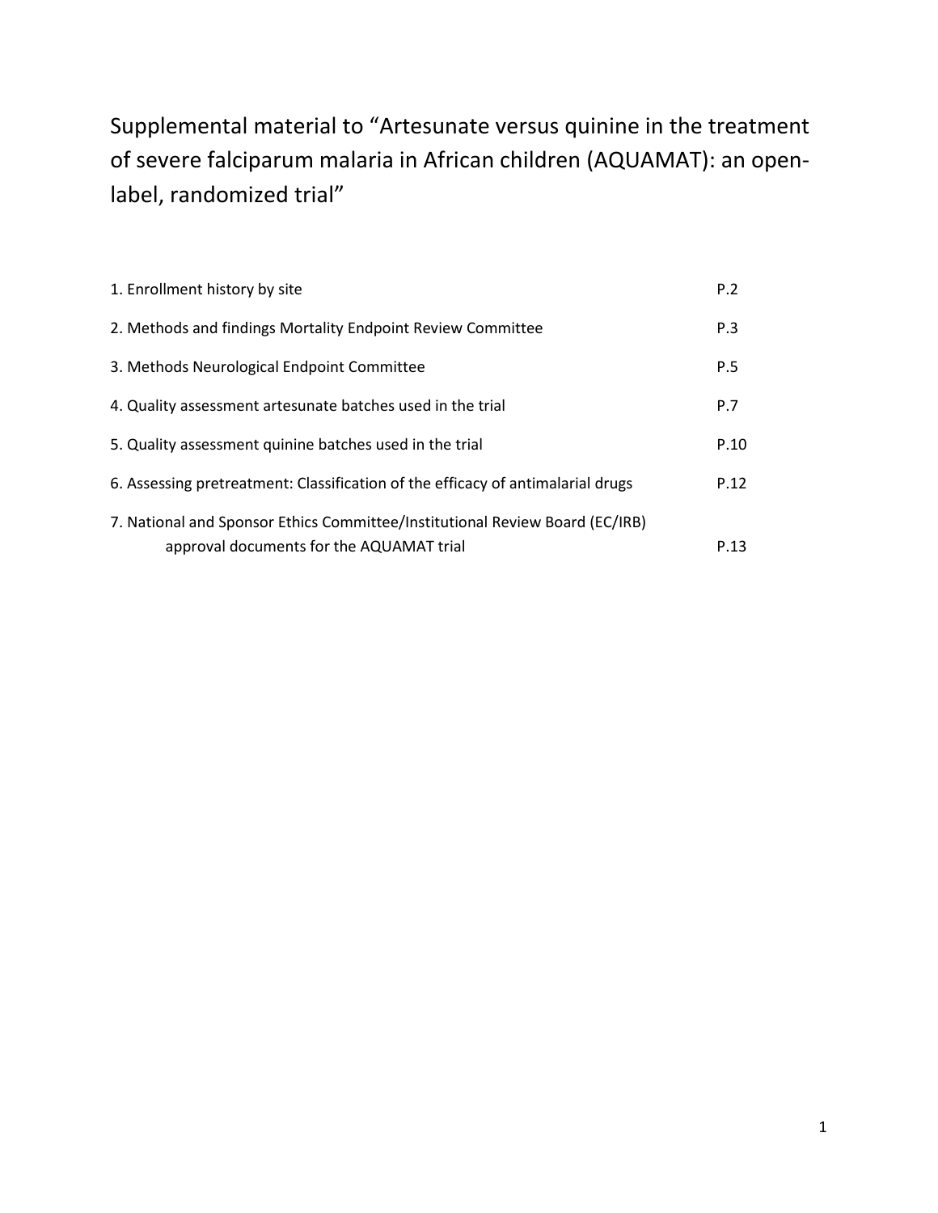# Supplemental material to "Artesunate versus quinine in the treatment of severe falciparum malaria in African children (AQUAMAT): an open-label, randomized trial"

| | |
|---|---|
| 1. Enrollment history by site | P.2 |
| 2. Methods and findings Mortality Endpoint Review Committee | P.3 |
| 3. Methods Neurological Endpoint Committee | P.5 |
| 4. Quality assessment artesunate batches used in the trial | P.7 |
| 5. Quality assessment quinine batches used in the trial | P.10 |
| 6. Assessing pretreatment: Classification of the efficacy of antimalarial drugs | P.12 |
| 7. National and Sponsor Ethics Committee/Institutional Review Board (EC/IRB) approval documents for the AQUAMAT trial | P.13 |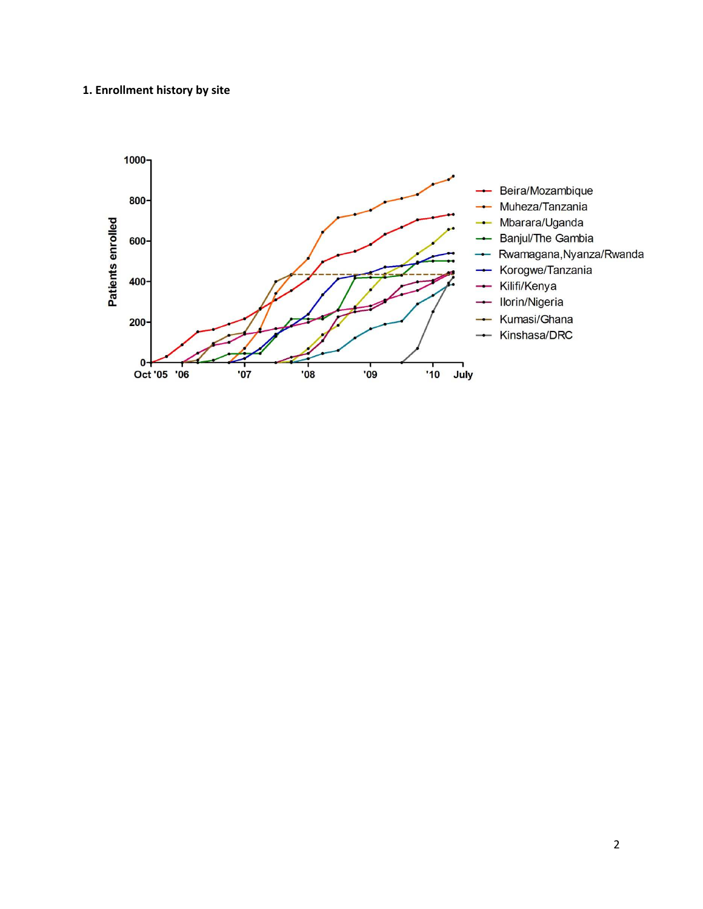**1. Enrollment history by site**

Patients enrolled

1000
800
600
400
200
0

Oct '05 '06 '07 '08 '09 '10 July

- Beira/Mozambique
- Muheza/Tanzania
- Mbarara/Uganda
- Banjul/The Gambia
- Rwamagana,Nyanza/Rwanda
- Korogwe/Tanzania
- Kilifi/Kenya
- Ilorin/Nigeria
- Kumasi/Ghana
- Kinshasa/DRC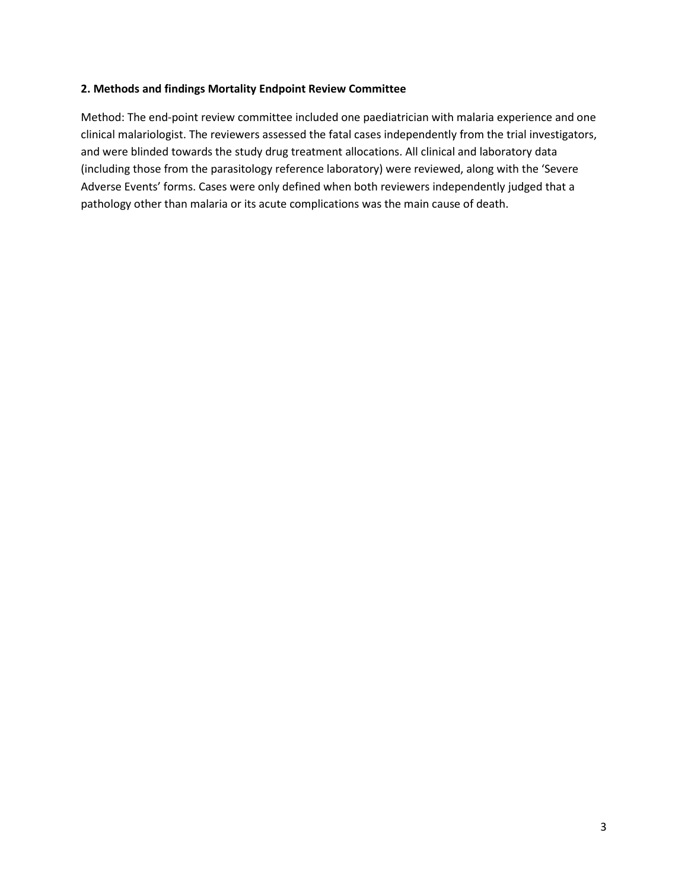### 2. Methods and findings Mortality Endpoint Review Committee

Method: The end-point review committee included one paediatrician with malaria experience and one clinical malariologist. The reviewers assessed the fatal cases independently from the trial investigators, and were blinded towards the study drug treatment allocations. All clinical and laboratory data (including those from the parasitology reference laboratory) were reviewed, along with the 'Severe Adverse Events' forms. Cases were only defined when both reviewers independently judged that a pathology other than malaria or its acute complications was the main cause of death.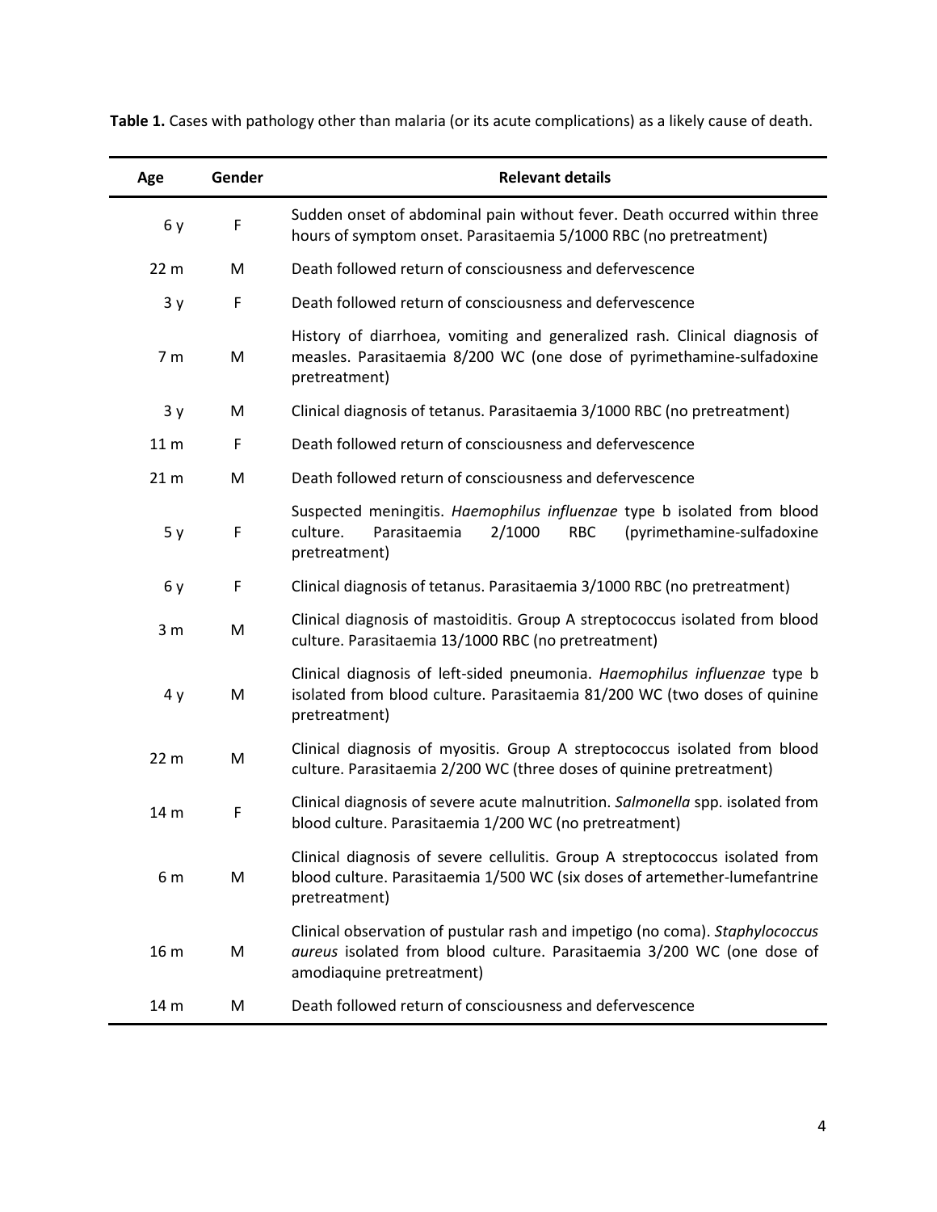**Table 1.** Cases with pathology other than malaria (or its acute complications) as a likely cause of death.

| Age | Gender | Relevant details |
| --- | --- | --- |
| 6 y | F | Sudden onset of abdominal pain without fever. Death occurred within three hours of symptom onset. Parasitaemia 5/1000 RBC (no pretreatment) |
| 22 m | M | Death followed return of consciousness and defervescence |
| 3 y | F | Death followed return of consciousness and defervescence |
| 7 m | M | History of diarrhoea, vomiting and generalized rash. Clinical diagnosis of measles. Parasitaemia 8/200 WC (one dose of pyrimethamine-sulfadoxine pretreatment) |
| 3 y | M | Clinical diagnosis of tetanus. Parasitaemia 3/1000 RBC (no pretreatment) |
| 11 m | F | Death followed return of consciousness and defervescence |
| 21 m | M | Death followed return of consciousness and defervescence |
| 5 y | F | Suspected meningitis. *Haemophilus influenzae* type b isolated from blood culture. Parasitaemia 2/1000 RBC (pyrimethamine-sulfadoxine pretreatment) |
| 6 y | F | Clinical diagnosis of tetanus. Parasitaemia 3/1000 RBC (no pretreatment) |
| 3 m | M | Clinical diagnosis of mastoiditis. Group A streptococcus isolated from blood culture. Parasitaemia 13/1000 RBC (no pretreatment) |
| 4 y | M | Clinical diagnosis of left-sided pneumonia. *Haemophilus influenzae* type b isolated from blood culture. Parasitaemia 81/200 WC (two doses of quinine pretreatment) |
| 22 m | M | Clinical diagnosis of myositis. Group A streptococcus isolated from blood culture. Parasitaemia 2/200 WC (three doses of quinine pretreatment) |
| 14 m | F | Clinical diagnosis of severe acute malnutrition. *Salmonella* spp. isolated from blood culture. Parasitaemia 1/200 WC (no pretreatment) |
| 6 m | M | Clinical diagnosis of severe cellulitis. Group A streptococcus isolated from blood culture. Parasitaemia 1/500 WC (six doses of artemether-lumefantrine pretreatment) |
| 16 m | M | Clinical observation of pustular rash and impetigo (no coma). *Staphylococcus aureus* isolated from blood culture. Parasitaemia 3/200 WC (one dose of amodiaquine pretreatment) |
| 14 m | M | Death followed return of consciousness and defervescence |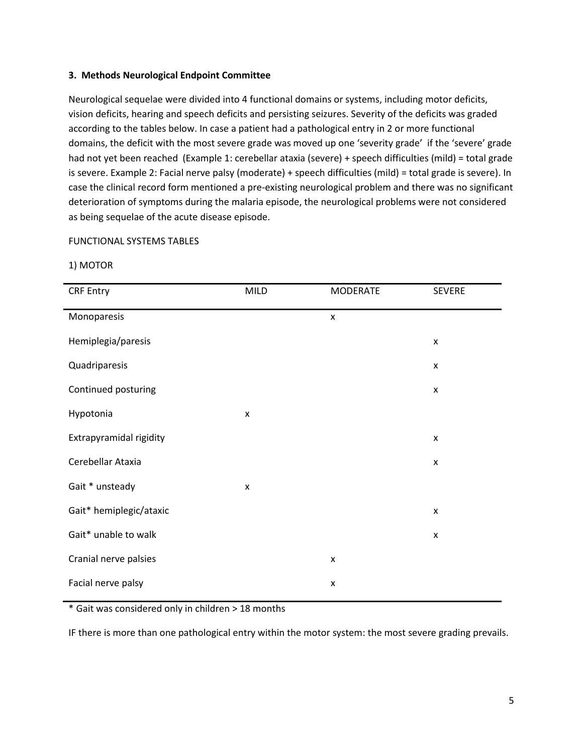### 3. Methods Neurological Endpoint Committee

Neurological sequelae were divided into 4 functional domains or systems, including motor deficits, vision deficits, hearing and speech deficits and persisting seizures. Severity of the deficits was graded according to the tables below. In case a patient had a pathological entry in 2 or more functional domains, the deficit with the most severe grade was moved up one 'severity grade' if the 'severe' grade had not yet been reached (Example 1: cerebellar ataxia (severe) + speech difficulties (mild) = total grade is severe. Example 2: Facial nerve palsy (moderate) + speech difficulties (mild) = total grade is severe). In case the clinical record form mentioned a pre-existing neurological problem and there was no significant deterioration of symptoms during the malaria episode, the neurological problems were not considered as being sequelae of the acute disease episode.

FUNCTIONAL SYSTEMS TABLES

1) MOTOR

| CRF Entry | MILD | MODERATE | SEVERE |
|---|---|---|---|
| Monoparesis | | x | |
| Hemiplegia/paresis | | | x |
| Quadriparesis | | | x |
| Continued posturing | | | x |
| Hypotonia | x | | |
| Extrapyramidal rigidity | | | x |
| Cerebellar Ataxia | | | x |
| Gait * unsteady | x | | |
| Gait* hemiplegic/ataxic | | | x |
| Gait* unable to walk | | | x |
| Cranial nerve palsies | | x | |
| Facial nerve palsy | | x | |

* Gait was considered only in children > 18 months

IF there is more than one pathological entry within the motor system: the most severe grading prevails.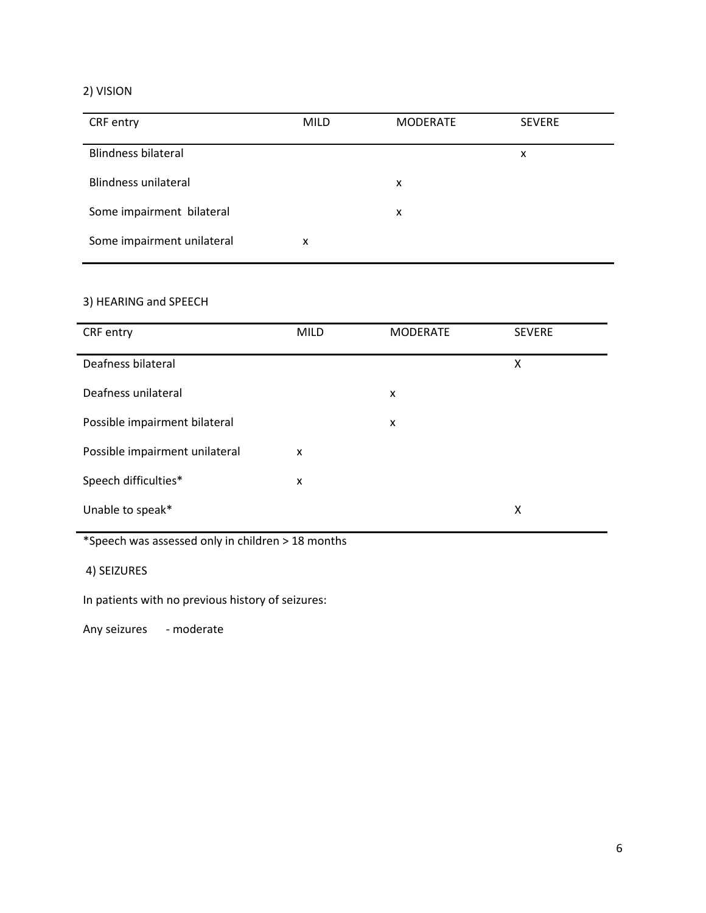2) VISION

| CRF entry | MILD | MODERATE | SEVERE |
|---|---|---|---|
| Blindness bilateral | | | x |
| Blindness unilateral | | x | |
| Some impairment bilateral | | x | |
| Some impairment unilateral | x | | |

3) HEARING and SPEECH

| CRF entry | MILD | MODERATE | SEVERE |
|---|---|---|---|
| Deafness bilateral | | | X |
| Deafness unilateral | | x | |
| Possible impairment bilateral | | x | |
| Possible impairment unilateral | x | | |
| Speech difficulties* | x | | |
| Unable to speak* | | | X |

*Speech was assessed only in children > 18 months

4) SEIZURES

In patients with no previous history of seizures:

Any seizures - moderate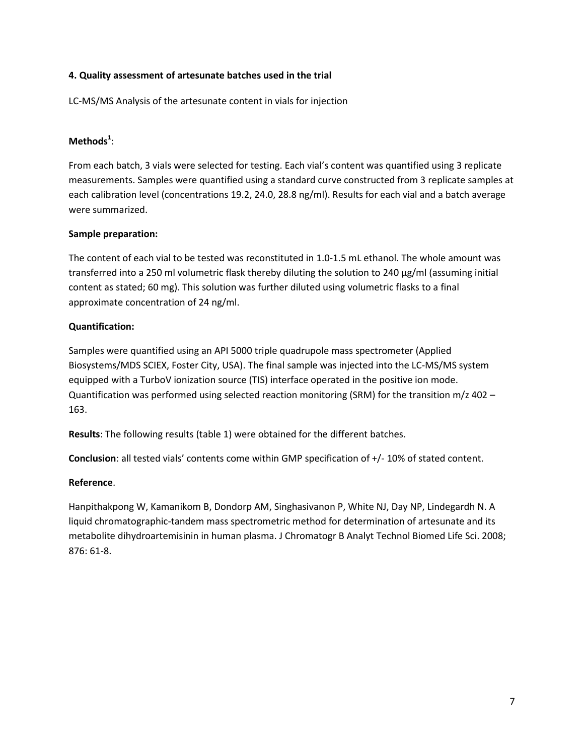#### 4. Quality assessment of artesunate batches used in the trial

LC-MS/MS Analysis of the artesunate content in vials for injection

**Methods[1]**:

From each batch, 3 vials were selected for testing. Each vial's content was quantified using 3 replicate measurements. Samples were quantified using a standard curve constructed from 3 replicate samples at each calibration level (concentrations 19.2, 24.0, 28.8 ng/ml). Results for each vial and a batch average were summarized.

**Sample preparation:**

The content of each vial to be tested was reconstituted in 1.0-1.5 mL ethanol. The whole amount was transferred into a 250 ml volumetric flask thereby diluting the solution to 240 µg/ml (assuming initial content as stated; 60 mg). This solution was further diluted using volumetric flasks to a final approximate concentration of 24 ng/ml.

**Quantification:**

Samples were quantified using an API 5000 triple quadrupole mass spectrometer (Applied Biosystems/MDS SCIEX, Foster City, USA). The final sample was injected into the LC-MS/MS system equipped with a TurboV ionization source (TIS) interface operated in the positive ion mode. Quantification was performed using selected reaction monitoring (SRM) for the transition m/z 402 – 163.

**Results**: The following results (table 1) were obtained for the different batches.

**Conclusion**: all tested vials' contents come within GMP specification of +/- 10% of stated content.

**Reference**.

Hanpithakpong W, Kamanikom B, Dondorp AM, Singhasivanon P, White NJ, Day NP, Lindegardh N. A liquid chromatographic-tandem mass spectrometric method for determination of artesunate and its metabolite dihydroartemisinin in human plasma. J Chromatogr B Analyt Technol Biomed Life Sci. 2008; 876: 61-8.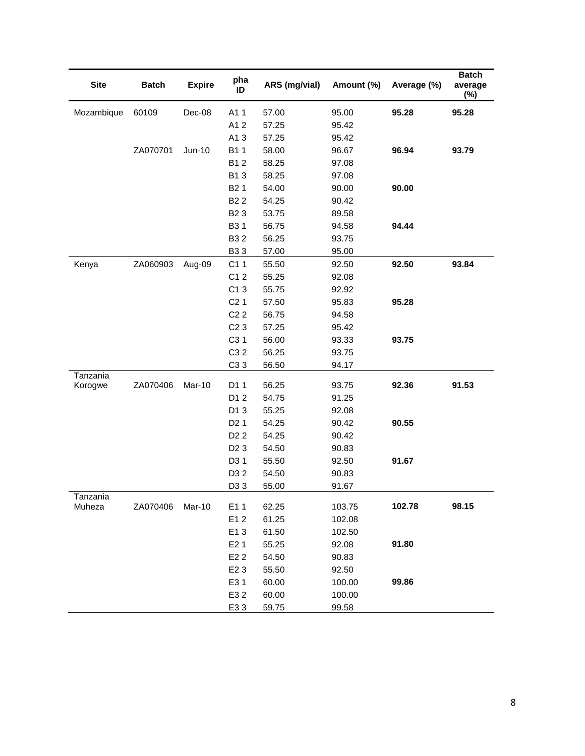| Site | Batch | Expire | pha ID | ARS (mg/vial) | Amount (%) | Average (%) | Batch average (%) |
|---|---|---|---|---|---|---|---|
| Mozambique | 60109 | Dec-08 | A1 1 | 57.00 | 95.00 | **95.28** | **95.28** |
| | | | A1 2 | 57.25 | 95.42 | | |
| | | | A1 3 | 57.25 | 95.42 | | |
| | ZA070701 | Jun-10 | B1 1 | 58.00 | 96.67 | **96.94** | **93.79** |
| | | | B1 2 | 58.25 | 97.08 | | |
| | | | B1 3 | 58.25 | 97.08 | | |
| | | | B2 1 | 54.00 | 90.00 | **90.00** | |
| | | | B2 2 | 54.25 | 90.42 | | |
| | | | B2 3 | 53.75 | 89.58 | | |
| | | | B3 1 | 56.75 | 94.58 | **94.44** | |
| | | | B3 2 | 56.25 | 93.75 | | |
| | | | B3 3 | 57.00 | 95.00 | | |
| Kenya | ZA060903 | Aug-09 | C1 1 | 55.50 | 92.50 | **92.50** | **93.84** |
| | | | C1 2 | 55.25 | 92.08 | | |
| | | | C1 3 | 55.75 | 92.92 | | |
| | | | C2 1 | 57.50 | 95.83 | **95.28** | |
| | | | C2 2 | 56.75 | 94.58 | | |
| | | | C2 3 | 57.25 | 95.42 | | |
| | | | C3 1 | 56.00 | 93.33 | **93.75** | |
| | | | C3 2 | 56.25 | 93.75 | | |
| | | | C3 3 | 56.50 | 94.17 | | |
| Tanzania Korogwe | ZA070406 | Mar-10 | D1 1 | 56.25 | 93.75 | **92.36** | **91.53** |
| | | | D1 2 | 54.75 | 91.25 | | |
| | | | D1 3 | 55.25 | 92.08 | | |
| | | | D2 1 | 54.25 | 90.42 | **90.55** | |
| | | | D2 2 | 54.25 | 90.42 | | |
| | | | D2 3 | 54.50 | 90.83 | | |
| | | | D3 1 | 55.50 | 92.50 | **91.67** | |
| | | | D3 2 | 54.50 | 90.83 | | |
| | | | D3 3 | 55.00 | 91.67 | | |
| Tanzania Muheza | ZA070406 | Mar-10 | E1 1 | 62.25 | 103.75 | **102.78** | **98.15** |
| | | | E1 2 | 61.25 | 102.08 | | |
| | | | E1 3 | 61.50 | 102.50 | | |
| | | | E2 1 | 55.25 | 92.08 | **91.80** | |
| | | | E2 2 | 54.50 | 90.83 | | |
| | | | E2 3 | 55.50 | 92.50 | | |
| | | | E3 1 | 60.00 | 100.00 | **99.86** | |
| | | | E3 2 | 60.00 | 100.00 | | |
| | | | E3 3 | 59.75 | 99.58 | | |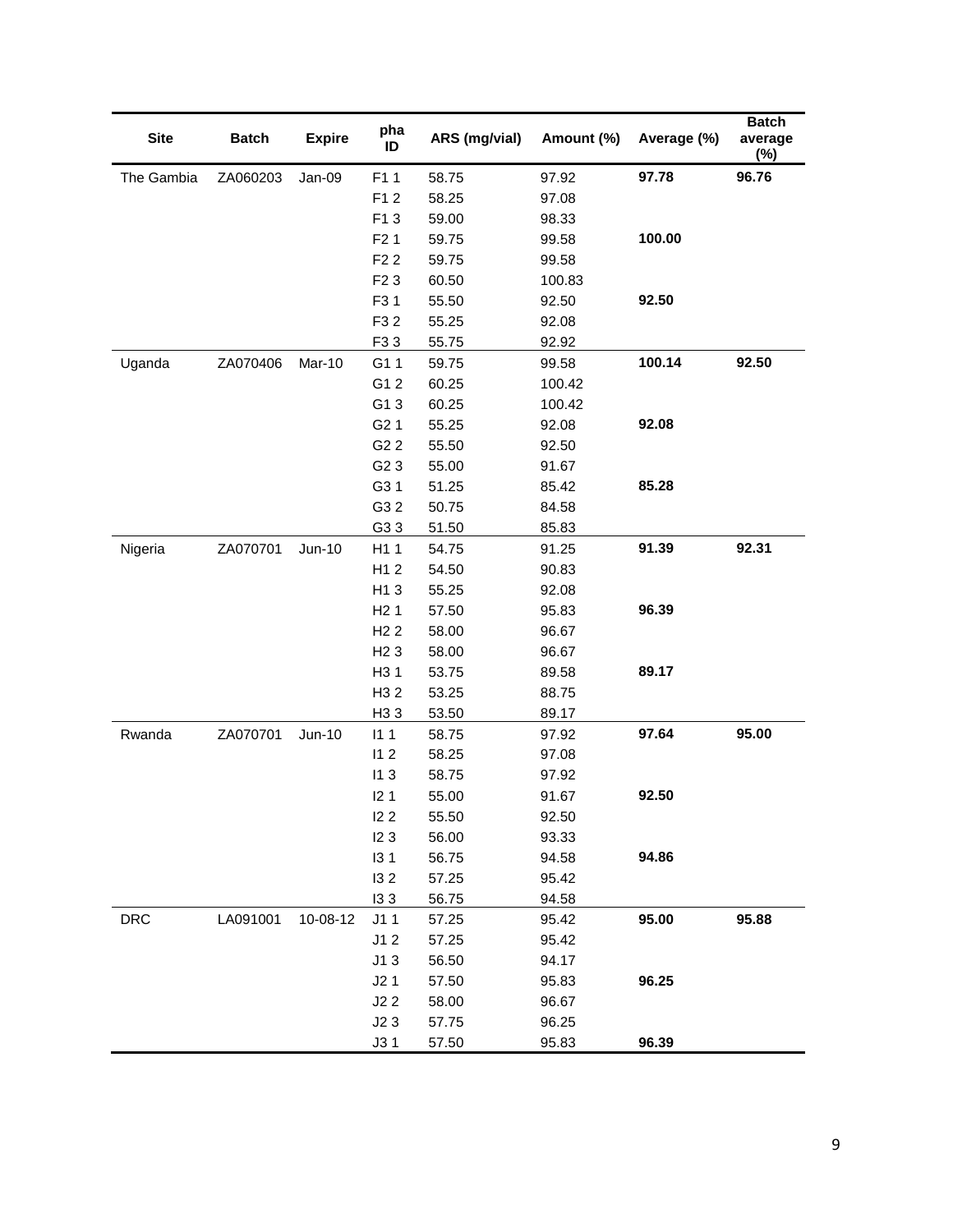| Site | Batch | Expire | pha ID | ARS (mg/vial) | Amount (%) | Average (%) | Batch average (%) |
|---|---|---|---|---|---|---|---|
| The Gambia | ZA060203 | Jan-09 | F1 1 | 58.75 | 97.92 | **97.78** | **96.76** |
| | | | F1 2 | 58.25 | 97.08 | | |
| | | | F1 3 | 59.00 | 98.33 | | |
| | | | F2 1 | 59.75 | 99.58 | **100.00** | |
| | | | F2 2 | 59.75 | 99.58 | | |
| | | | F2 3 | 60.50 | 100.83 | | |
| | | | F3 1 | 55.50 | 92.50 | **92.50** | |
| | | | F3 2 | 55.25 | 92.08 | | |
| | | | F3 3 | 55.75 | 92.92 | | |
| Uganda | ZA070406 | Mar-10 | G1 1 | 59.75 | 99.58 | **100.14** | **92.50** |
| | | | G1 2 | 60.25 | 100.42 | | |
| | | | G1 3 | 60.25 | 100.42 | | |
| | | | G2 1 | 55.25 | 92.08 | **92.08** | |
| | | | G2 2 | 55.50 | 92.50 | | |
| | | | G2 3 | 55.00 | 91.67 | | |
| | | | G3 1 | 51.25 | 85.42 | **85.28** | |
| | | | G3 2 | 50.75 | 84.58 | | |
| | | | G3 3 | 51.50 | 85.83 | | |
| Nigeria | ZA070701 | Jun-10 | H1 1 | 54.75 | 91.25 | **91.39** | **92.31** |
| | | | H1 2 | 54.50 | 90.83 | | |
| | | | H1 3 | 55.25 | 92.08 | | |
| | | | H2 1 | 57.50 | 95.83 | **96.39** | |
| | | | H2 2 | 58.00 | 96.67 | | |
| | | | H2 3 | 58.00 | 96.67 | | |
| | | | H3 1 | 53.75 | 89.58 | **89.17** | |
| | | | H3 2 | 53.25 | 88.75 | | |
| | | | H3 3 | 53.50 | 89.17 | | |
| Rwanda | ZA070701 | Jun-10 | I1 1 | 58.75 | 97.92 | **97.64** | **95.00** |
| | | | I1 2 | 58.25 | 97.08 | | |
| | | | I1 3 | 58.75 | 97.92 | | |
| | | | I2 1 | 55.00 | 91.67 | **92.50** | |
| | | | I2 2 | 55.50 | 92.50 | | |
| | | | I2 3 | 56.00 | 93.33 | | |
| | | | I3 1 | 56.75 | 94.58 | **94.86** | |
| | | | I3 2 | 57.25 | 95.42 | | |
| | | | I3 3 | 56.75 | 94.58 | | |
| DRC | LA091001 | 10-08-12 | J1 1 | 57.25 | 95.42 | **95.00** | **95.88** |
| | | | J1 2 | 57.25 | 95.42 | | |
| | | | J1 3 | 56.50 | 94.17 | | |
| | | | J2 1 | 57.50 | 95.83 | **96.25** | |
| | | | J2 2 | 58.00 | 96.67 | | |
| | | | J2 3 | 57.75 | 96.25 | | |
| | | | J3 1 | 57.50 | 95.83 | **96.39** | |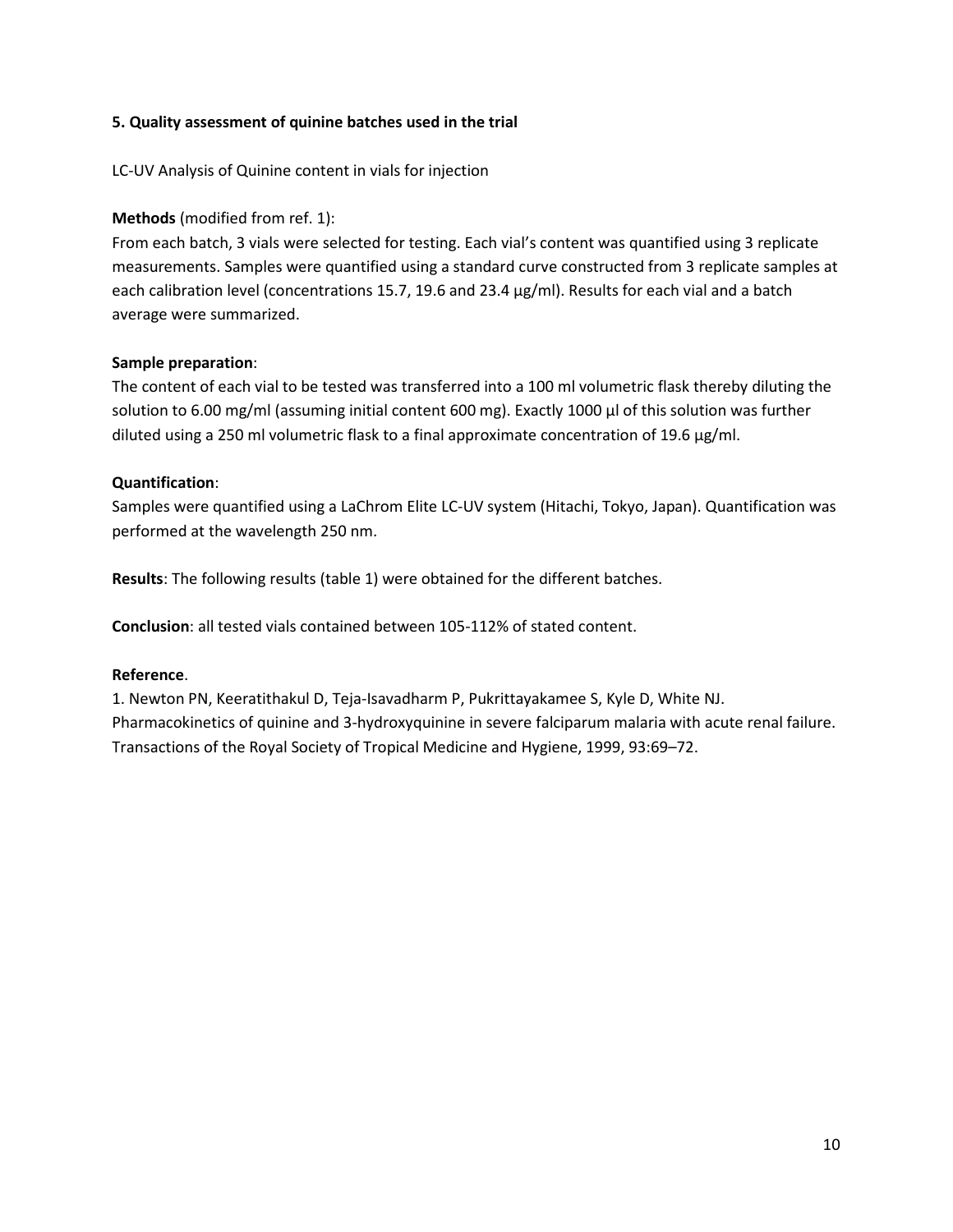**5. Quality assessment of quinine batches used in the trial**

LC-UV Analysis of Quinine content in vials for injection

**Methods** (modified from ref. 1):

From each batch, 3 vials were selected for testing. Each vial's content was quantified using 3 replicate measurements. Samples were quantified using a standard curve constructed from 3 replicate samples at each calibration level (concentrations 15.7, 19.6 and 23.4 µg/ml). Results for each vial and a batch average were summarized.

**Sample preparation**:

The content of each vial to be tested was transferred into a 100 ml volumetric flask thereby diluting the solution to 6.00 mg/ml (assuming initial content 600 mg). Exactly 1000 µl of this solution was further diluted using a 250 ml volumetric flask to a final approximate concentration of 19.6 µg/ml.

**Quantification**:

Samples were quantified using a LaChrom Elite LC-UV system (Hitachi, Tokyo, Japan). Quantification was performed at the wavelength 250 nm.

**Results**: The following results (table 1) were obtained for the different batches.

**Conclusion**: all tested vials contained between 105-112% of stated content.

**Reference**.

1. Newton PN, Keeratithakul D, Teja-Isavadharm P, Pukrittayakamee S, Kyle D, White NJ. Pharmacokinetics of quinine and 3-hydroxyquinine in severe falciparum malaria with acute renal failure. Transactions of the Royal Society of Tropical Medicine and Hygiene, 1999, 93:69–72.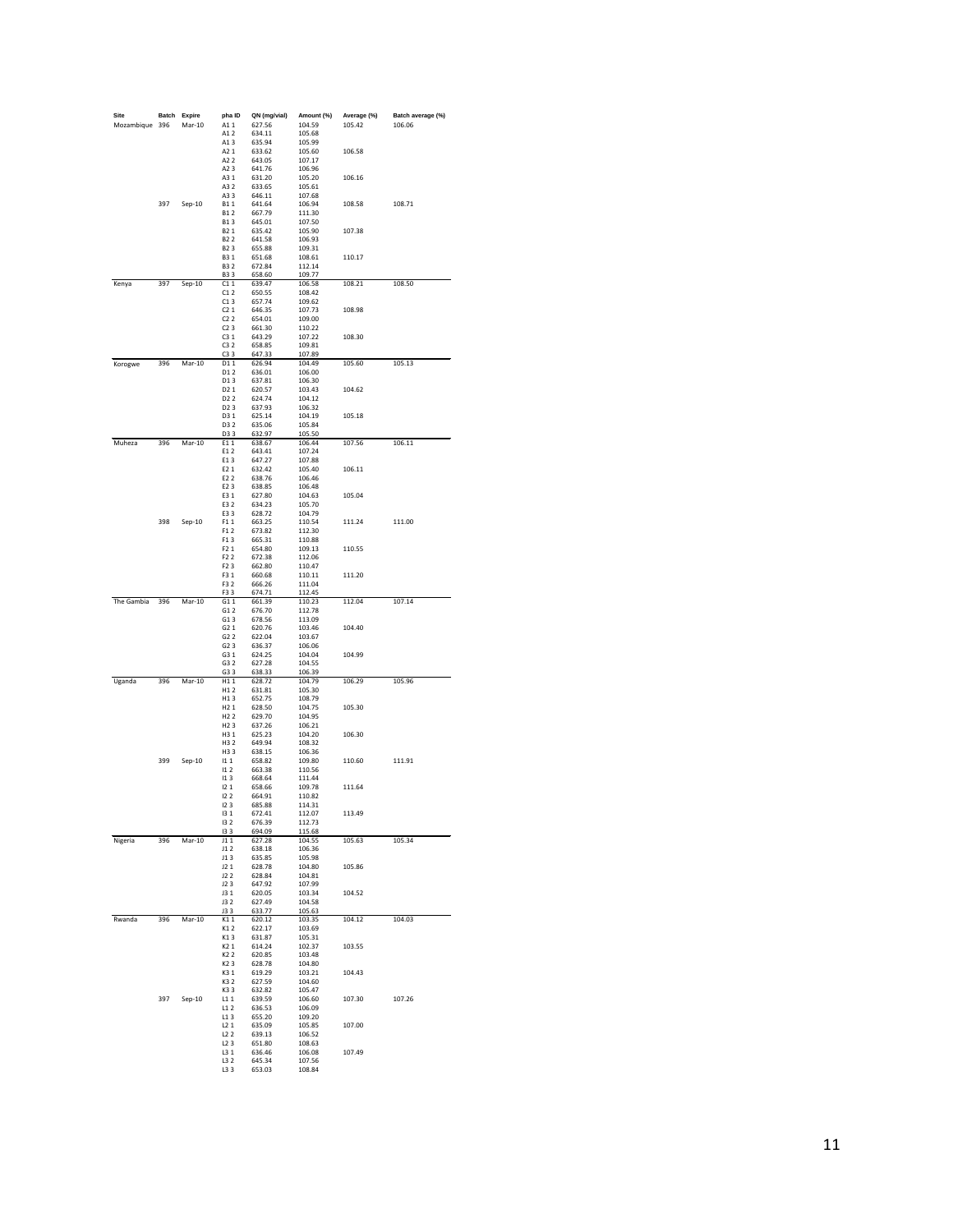| Site | Batch | Expire | pha ID | QN (mg/vial) | Amount (%) | Average (%) | Batch average (%) |
|---|---|---|---|---|---|---|---|
| Mozambique | 396 | Mar-10 | A1 1 | 627.56 | 104.59 | 105.42 | 106.06 |
| | | | A1 2 | 634.11 | 105.68 | | |
| | | | A1 3 | 635.94 | 105.99 | | |
| | | | A2 1 | 633.62 | 105.60 | 106.58 | |
| | | | A2 2 | 643.05 | 107.17 | | |
| | | | A2 3 | 641.76 | 106.96 | | |
| | | | A3 1 | 631.20 | 105.20 | 106.16 | |
| | | | A3 2 | 633.65 | 105.61 | | |
| | | | A3 3 | 646.11 | 107.68 | | |
| | 397 | Sep-10 | B1 1 | 641.64 | 106.94 | 108.58 | 108.71 |
| | | | B1 2 | 667.79 | 111.30 | | |
| | | | B1 3 | 645.01 | 107.50 | | |
| | | | B2 1 | 635.42 | 105.90 | 107.38 | |
| | | | B2 2 | 641.58 | 106.93 | | |
| | | | B2 3 | 655.88 | 109.31 | | |
| | | | B3 1 | 651.68 | 108.61 | 110.17 | |
| | | | B3 2 | 672.84 | 112.14 | | |
| | | | B3 3 | 658.60 | 109.77 | | |
| Kenya | 397 | Sep-10 | C1 1 | 639.47 | 106.58 | 108.21 | 108.50 |
| | | | C1 2 | 650.55 | 108.42 | | |
| | | | C1 3 | 657.74 | 109.62 | | |
| | | | C2 1 | 646.35 | 107.73 | 108.98 | |
| | | | C2 2 | 654.01 | 109.00 | | |
| | | | C2 3 | 661.30 | 110.22 | | |
| | | | C3 1 | 643.29 | 107.22 | 108.30 | |
| | | | C3 2 | 658.85 | 109.81 | | |
| | | | C3 3 | 647.33 | 107.89 | | |
| Korogwe | 396 | Mar-10 | D1 1 | 626.94 | 104.49 | 105.60 | 105.13 |
| | | | D1 2 | 636.01 | 106.00 | | |
| | | | D1 3 | 637.81 | 106.30 | | |
| | | | D2 1 | 620.57 | 103.43 | 104.62 | |
| | | | D2 2 | 624.74 | 104.12 | | |
| | | | D2 3 | 637.93 | 106.32 | | |
| | | | D3 1 | 625.14 | 104.19 | 105.18 | |
| | | | D3 2 | 635.06 | 105.84 | | |
| | | | D3 3 | 632.97 | 105.50 | | |
| Muheza | 396 | Mar-10 | E1 1 | 638.67 | 106.44 | 107.56 | 106.11 |
| | | | E1 2 | 643.41 | 107.24 | | |
| | | | E1 3 | 647.27 | 107.88 | | |
| | | | E2 1 | 632.42 | 105.40 | 106.11 | |
| | | | E2 2 | 638.76 | 106.46 | | |
| | | | E2 3 | 638.85 | 106.48 | | |
| | | | E3 1 | 627.80 | 104.63 | 105.04 | |
| | | | E3 2 | 634.23 | 105.70 | | |
| | | | E3 3 | 628.72 | 104.79 | | |
| | 398 | Sep-10 | F1 1 | 663.25 | 110.54 | 111.24 | 111.00 |
| | | | F1 2 | 673.82 | 112.30 | | |
| | | | F1 3 | 665.31 | 110.88 | | |
| | | | F2 1 | 654.80 | 109.13 | 110.55 | |
| | | | F2 2 | 672.38 | 112.06 | | |
| | | | F2 3 | 662.80 | 110.47 | | |
| | | | F3 1 | 660.68 | 110.11 | 111.20 | |
| | | | F3 2 | 666.26 | 111.04 | | |
| | | | F3 3 | 674.71 | 112.45 | | |
| The Gambia | 396 | Mar-10 | G1 1 | 661.39 | 110.23 | 112.04 | 107.14 |
| | | | G1 2 | 676.70 | 112.78 | | |
| | | | G1 3 | 678.56 | 113.09 | | |
| | | | G2 1 | 620.76 | 103.46 | 104.40 | |
| | | | G2 2 | 622.04 | 103.67 | | |
| | | | G2 3 | 636.37 | 106.06 | | |
| | | | G3 1 | 624.25 | 104.04 | 104.99 | |
| | | | G3 2 | 627.28 | 104.55 | | |
| | | | G3 3 | 638.33 | 106.39 | | |
| Uganda | 396 | Mar-10 | H1 1 | 628.72 | 104.79 | 106.29 | 105.96 |
| | | | H1 2 | 631.81 | 105.30 | | |
| | | | H1 3 | 652.75 | 108.79 | | |
| | | | H2 1 | 628.50 | 104.75 | 105.30 | |
| | | | H2 2 | 629.70 | 104.95 | | |
| | | | H2 3 | 637.26 | 106.21 | | |
| | | | H3 1 | 625.23 | 104.20 | 106.30 | |
| | | | H3 2 | 649.94 | 108.32 | | |
| | | | H3 3 | 638.15 | 106.36 | | |
| | 399 | Sep-10 | I1 1 | 658.82 | 109.80 | 110.60 | 111.91 |
| | | | I1 2 | 663.38 | 110.56 | | |
| | | | I1 3 | 668.64 | 111.44 | | |
| | | | I2 1 | 658.66 | 109.78 | 111.64 | |
| | | | I2 2 | 664.91 | 110.82 | | |
| | | | I2 3 | 685.88 | 114.31 | | |
| | | | I3 1 | 672.41 | 112.07 | 113.49 | |
| | | | I3 2 | 676.39 | 112.73 | | |
| | | | I3 3 | 694.09 | 115.68 | | |
| Nigeria | 396 | Mar-10 | J1 1 | 627.28 | 104.55 | 105.63 | 105.34 |
| | | | J1 2 | 638.18 | 106.36 | | |
| | | | J1 3 | 635.85 | 105.98 | | |
| | | | J2 1 | 628.78 | 104.80 | 105.86 | |
| | | | J2 2 | 628.84 | 104.81 | | |
| | | | J2 3 | 647.92 | 107.99 | | |
| | | | J3 1 | 620.05 | 103.34 | 104.52 | |
| | | | J3 2 | 627.49 | 104.58 | | |
| | | | J3 3 | 633.77 | 105.63 | | |
| Rwanda | 396 | Mar-10 | K1 1 | 620.12 | 103.35 | 104.12 | 104.03 |
| | | | K1 2 | 622.17 | 103.69 | | |
| | | | K1 3 | 631.87 | 105.31 | | |
| | | | K2 1 | 614.24 | 102.37 | 103.55 | |
| | | | K2 2 | 620.85 | 103.48 | | |
| | | | K2 3 | 628.78 | 104.80 | | |
| | | | K3 1 | 619.29 | 103.21 | 104.43 | |
| | | | K3 2 | 627.59 | 104.60 | | |
| | | | K3 3 | 632.82 | 105.47 | | |
| | 397 | Sep-10 | L1 1 | 639.59 | 106.60 | 107.30 | 107.26 |
| | | | L1 2 | 636.53 | 106.09 | | |
| | | | L1 3 | 655.20 | 109.20 | | |
| | | | L2 1 | 635.09 | 105.85 | 107.00 | |
| | | | L2 2 | 639.13 | 106.52 | | |
| | | | L2 3 | 651.80 | 108.63 | | |
| | | | L3 1 | 636.46 | 106.08 | 107.49 | |
| | | | L3 2 | 645.34 | 107.56 | | |
| | | | L3 3 | 653.03 | 108.84 | | |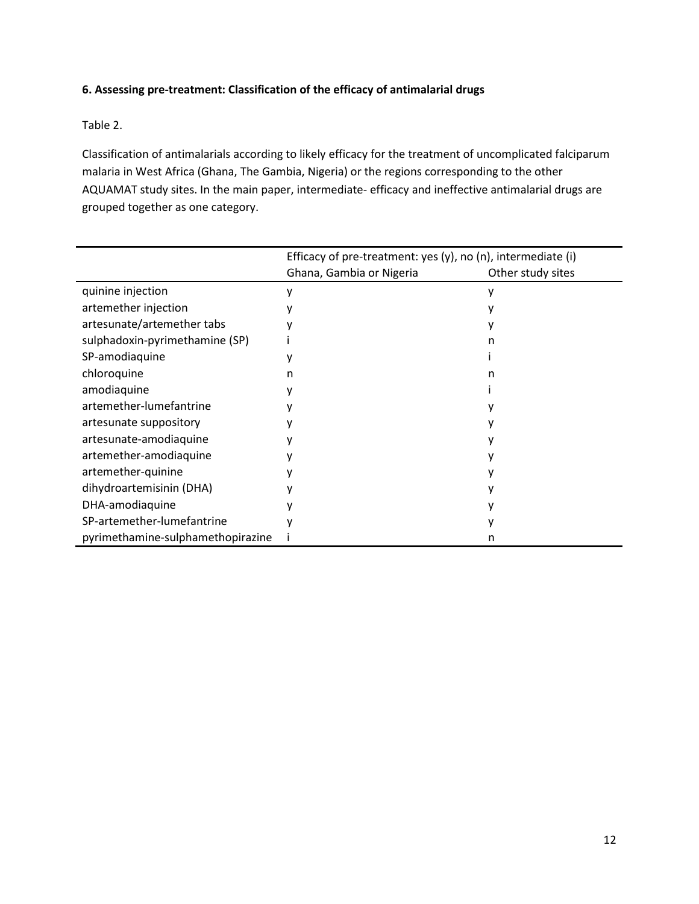**6. Assessing pre-treatment: Classification of the efficacy of antimalarial drugs**

Table 2.

Classification of antimalarials according to likely efficacy for the treatment of uncomplicated falciparum malaria in West Africa (Ghana, The Gambia, Nigeria) or the regions corresponding to the other AQUAMAT study sites. In the main paper, intermediate- efficacy and ineffective antimalarial drugs are grouped together as one category.

| | Efficacy of pre-treatment: yes (y), no (n), intermediate (i) | |
|---|---|---|
| | Ghana, Gambia or Nigeria | Other study sites |
| quinine injection | y | y |
| artemether injection | y | y |
| artesunate/artemether tabs | y | y |
| sulphadoxin-pyrimethamine (SP) | i | n |
| SP-amodiaquine | y | i |
| chloroquine | n | n |
| amodiaquine | y | i |
| artemether-lumefantrine | y | y |
| artesunate suppository | y | y |
| artesunate-amodiaquine | y | y |
| artemether-amodiaquine | y | y |
| artemether-quinine | y | y |
| dihydroartemisinin (DHA) | y | y |
| DHA-amodiaquine | y | y |
| SP-artemether-lumefantrine | y | y |
| pyrimethamine-sulphamethopirazine | i | n |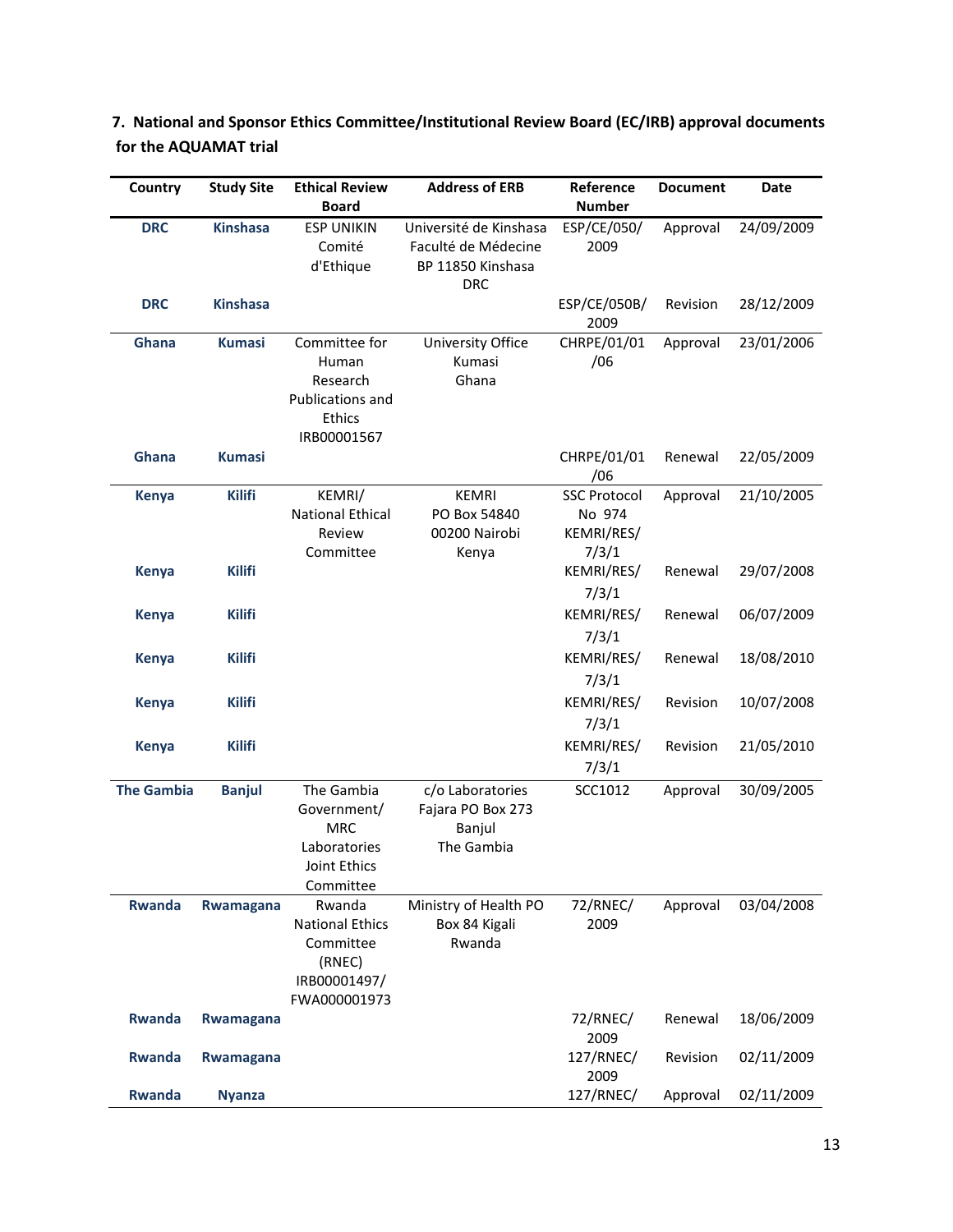**7. National and Sponsor Ethics Committee/Institutional Review Board (EC/IRB) approval documents for the AQUAMAT trial**

| Country | Study Site | Ethical Review Board | Address of ERB | Reference Number | Document | Date |
|---|---|---|---|---|---|---|
| **DRC** | **Kinshasa** | ESP UNIKIN Comité d'Ethique | Université de Kinshasa Faculté de Médecine BP 11850 Kinshasa DRC | ESP/CE/050/ 2009 | Approval | 24/09/2009 |
| **DRC** | **Kinshasa** | | | ESP/CE/050B/ 2009 | Revision | 28/12/2009 |
| **Ghana** | **Kumasi** | Committee for Human Research Publications and Ethics IRB00001567 | University Office Kumasi Ghana | CHRPE/01/01 /06 | Approval | 23/01/2006 |
| **Ghana** | **Kumasi** | | | CHRPE/01/01 /06 | Renewal | 22/05/2009 |
| **Kenya** | **Kilifi** | KEMRI/ National Ethical Review Committee | KEMRI PO Box 54840 00200 Nairobi Kenya | SSC Protocol No 974 KEMRI/RES/ 7/3/1 | Approval | 21/10/2005 |
| **Kenya** | **Kilifi** | | | KEMRI/RES/ 7/3/1 | Renewal | 29/07/2008 |
| **Kenya** | **Kilifi** | | | KEMRI/RES/ 7/3/1 | Renewal | 06/07/2009 |
| **Kenya** | **Kilifi** | | | KEMRI/RES/ 7/3/1 | Renewal | 18/08/2010 |
| **Kenya** | **Kilifi** | | | KEMRI/RES/ 7/3/1 | Revision | 10/07/2008 |
| **Kenya** | **Kilifi** | | | KEMRI/RES/ 7/3/1 | Revision | 21/05/2010 |
| **The Gambia** | **Banjul** | The Gambia Government/ MRC Laboratories Joint Ethics Committee | c/o Laboratories Fajara PO Box 273 Banjul The Gambia | SCC1012 | Approval | 30/09/2005 |
| **Rwanda** | **Rwamagana** | Rwanda National Ethics Committee (RNEC) IRB00001497/ FWA000001973 | Ministry of Health PO Box 84 Kigali Rwanda | 72/RNEC/ 2009 | Approval | 03/04/2008 |
| **Rwanda** | **Rwamagana** | | | 72/RNEC/ 2009 | Renewal | 18/06/2009 |
| **Rwanda** | **Rwamagana** | | | 127/RNEC/ 2009 | Revision | 02/11/2009 |
| **Rwanda** | **Nyanza** | | | 127/RNEC/ | Approval | 02/11/2009 |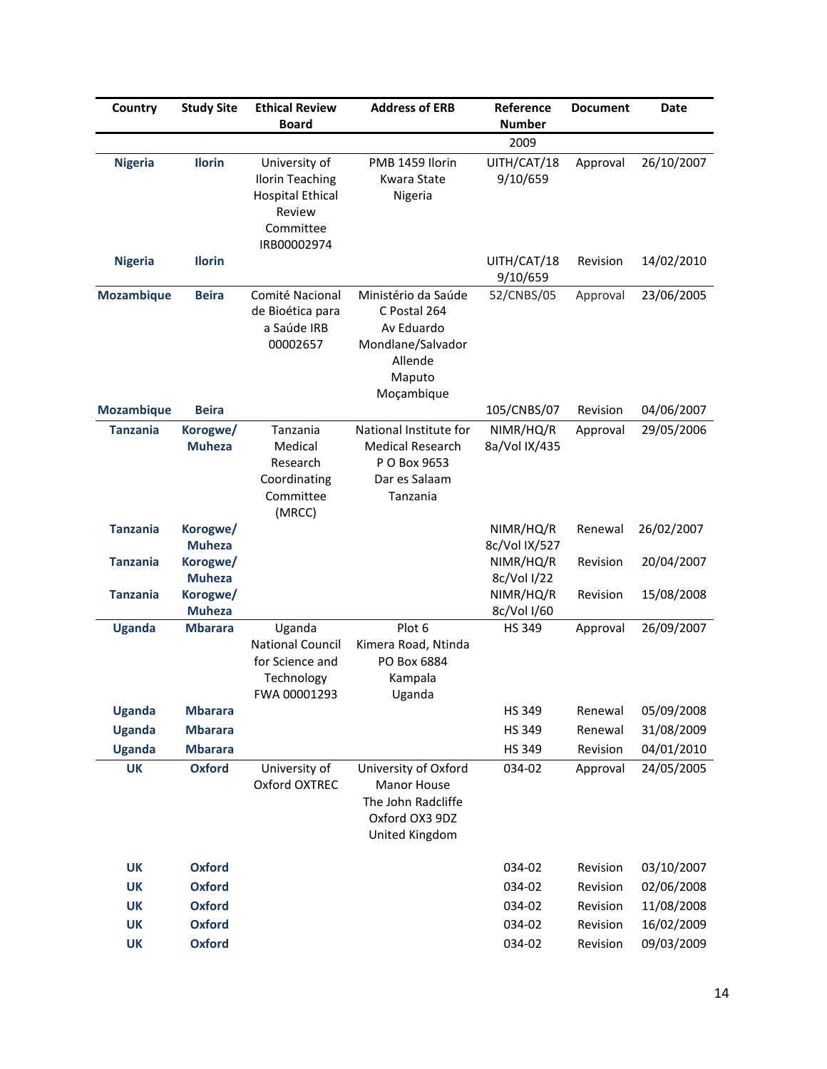| Country | Study Site | Ethical Review Board | Address of ERB | Reference Number | Document | Date |
|---|---|---|---|---|---|---|
| | | | | 2009 | | |
| **Nigeria** | **Ilorin** | University of Ilorin Teaching Hospital Ethical Review Committee IRB00002974 | PMB 1459 Ilorin Kwara State Nigeria | UITH/CAT/18 9/10/659 | Approval | 26/10/2007 |
| **Nigeria** | **Ilorin** | | | UITH/CAT/18 9/10/659 | Revision | 14/02/2010 |
| **Mozambique** | **Beira** | Comité Nacional de Bioética para a Saúde IRB 00002657 | Ministério da Saúde C Postal 264 Av Eduardo Mondlane/Salvador Allende Maputo Moçambique | 52/CNBS/05 | Approval | 23/06/2005 |
| **Mozambique** | **Beira** | | | 105/CNBS/07 | Revision | 04/06/2007 |
| **Tanzania** | **Korogwe/ Muheza** | Tanzania Medical Research Coordinating Committee (MRCC) | National Institute for Medical Research P O Box 9653 Dar es Salaam Tanzania | NIMR/HQ/R 8a/Vol IX/435 | Approval | 29/05/2006 |
| **Tanzania** | **Korogwe/ Muheza** | | | NIMR/HQ/R 8c/Vol IX/527 | Renewal | 26/02/2007 |
| **Tanzania** | **Korogwe/ Muheza** | | | NIMR/HQ/R 8c/Vol I/22 | Revision | 20/04/2007 |
| **Tanzania** | **Korogwe/ Muheza** | | | NIMR/HQ/R 8c/Vol I/60 | Revision | 15/08/2008 |
| **Uganda** | **Mbarara** | Uganda National Council for Science and Technology FWA 00001293 | Plot 6 Kimera Road, Ntinda PO Box 6884 Kampala Uganda | HS 349 | Approval | 26/09/2007 |
| **Uganda** | **Mbarara** | | | HS 349 | Renewal | 05/09/2008 |
| **Uganda** | **Mbarara** | | | HS 349 | Renewal | 31/08/2009 |
| **Uganda** | **Mbarara** | | | HS 349 | Revision | 04/01/2010 |
| **UK** | **Oxford** | University of Oxford OXTREC | University of Oxford Manor House The John Radcliffe Oxford OX3 9DZ United Kingdom | 034-02 | Approval | 24/05/2005 |
| **UK** | **Oxford** | | | 034-02 | Revision | 03/10/2007 |
| **UK** | **Oxford** | | | 034-02 | Revision | 02/06/2008 |
| **UK** | **Oxford** | | | 034-02 | Revision | 11/08/2008 |
| **UK** | **Oxford** | | | 034-02 | Revision | 16/02/2009 |
| **UK** | **Oxford** | | | 034-02 | Revision | 09/03/2009 |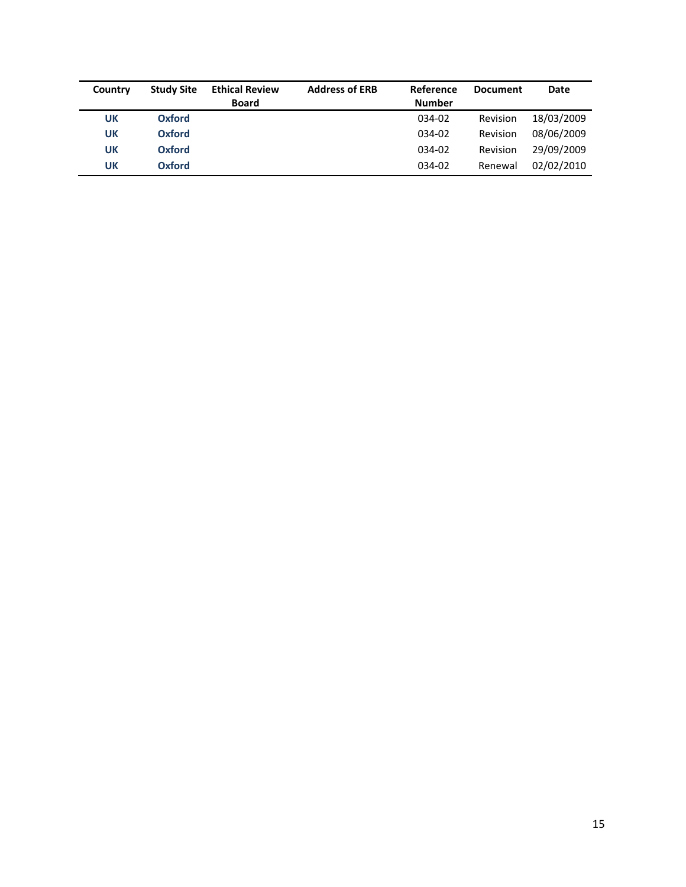| Country | Study Site | Ethical Review Board | Address of ERB | Reference Number | Document | Date |
|---|---|---|---|---|---|---|
| **UK** | **Oxford** | | | 034-02 | Revision | 18/03/2009 |
| **UK** | **Oxford** | | | 034-02 | Revision | 08/06/2009 |
| **UK** | **Oxford** | | | 034-02 | Revision | 29/09/2009 |
| **UK** | **Oxford** | | | 034-02 | Renewal | 02/02/2010 |